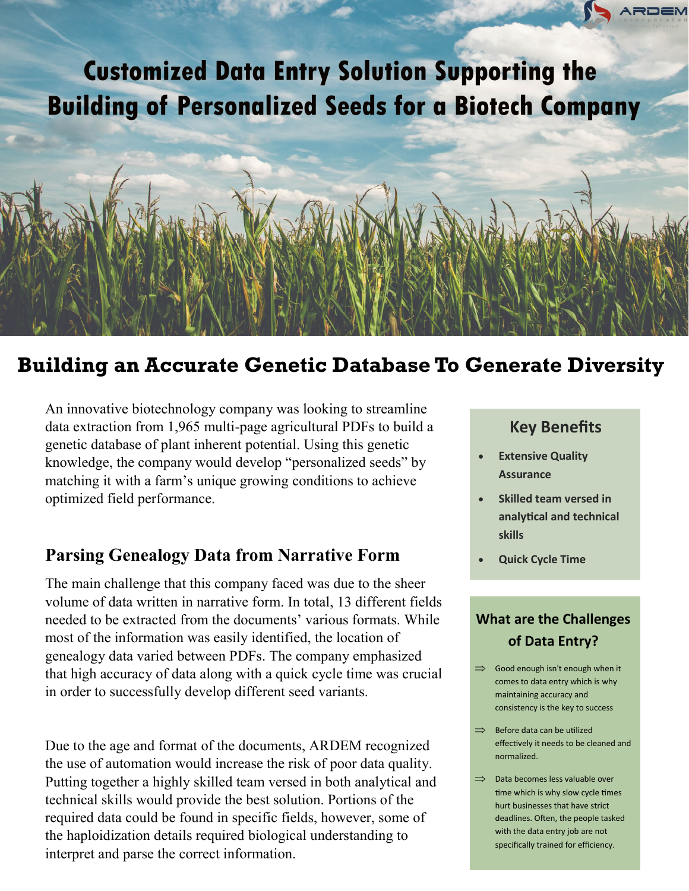# Customized Data Entry Solution Supporting the Building of Personalized Seeds for a Biotech Company

## Building an Accurate Genetic Database To Generate Diversity

An innovative biotechnology company was looking to streamline data extraction from 1,965 multi-page agricultural PDFs to build a genetic database of plant inherent potential. Using this genetic knowledge, the company would develop "personalized seeds" by matching it with a farm's unique growing conditions to achieve optimized field performance.

### Parsing Genealogy Data from Narrative Form

The main challenge that this company faced was due to the sheer volume of data written in narrative form. In total, 13 different fields needed to be extracted from the documents' various formats. While most of the information was easily identified, the location of genealogy data varied between PDFs. The company emphasized that high accuracy of data along with a quick cycle time was crucial in order to successfully develop different seed variants.

Due to the age and format of the documents, ARDEM recognized the use of automation would increase the risk of poor data quality. Putting together a highly skilled team versed in both analytical and technical skills would provide the best solution. Portions of the required data could be found in specific fields, however, some of the haploidization details required biological understanding to interpret and parse the correct information.

### Key Benefits

- **Extensive Quality Assurance**
- **Skilled team versed in analytical and technical skills**
- **Quick Cycle Time**

### What are the Challenges of Data Entry?

⇒ Good enough isn't enough when it comes to data entry which is why maintaining accuracy and consistency is the key to success

⇒ Before data can be utilized effectively it needs to be cleaned and normalized.

⇒ Data becomes less valuable over time which is why slow cycle times hurt businesses that have strict deadlines. Often, the people tasked with the data entry job are not specifically trained for efficiency.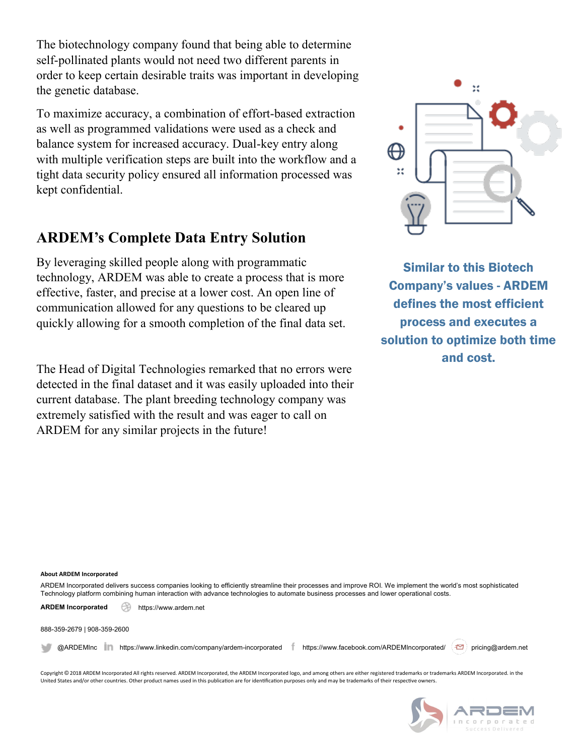The biotechnology company found that being able to determine self-pollinated plants would not need two different parents in order to keep certain desirable traits was important in developing the genetic database.

To maximize accuracy, a combination of effort-based extraction as well as programmed validations were used as a check and balance system for increased accuracy. Dual-key entry along with multiple verification steps are built into the workflow and a tight data security policy ensured all information processed was kept confidential.

## ARDEM's Complete Data Entry Solution

By leveraging skilled people along with programmatic technology, ARDEM was able to create a process that is more effective, faster, and precise at a lower cost. An open line of communication allowed for any questions to be cleared up quickly allowing for a smooth completion of the final data set.

The Head of Digital Technologies remarked that no errors were detected in the final dataset and it was easily uploaded into their current database. The plant breeding technology company was extremely satisfied with the result and was eager to call on ARDEM for any similar projects in the future!

**Similar to this Biotech Company's values - ARDEM defines the most efficient process and executes a solution to optimize both time and cost.**

**About ARDEM Incorporated**

ARDEM Incorporated delivers success companies looking to efficiently streamline their processes and improve ROI. We implement the world's most sophisticated Technology platform combining human interaction with advance technologies to automate business processes and lower operational costs.

**ARDEM Incorporated** https://www.ardem.net

888-359-2679 | 908-359-2600

@ARDEMInc https://www.linkedin.com/company/ardem-incorporated https://www.facebook.com/ARDEMIncorporated/ pricing@ardem.net

Copyright © 2018 ARDEM Incorporated All rights reserved. ARDEM Incorporated, the ARDEM Incorporated logo, and among others are either registered trademarks or trademarks ARDEM Incorporated. in the United States and/or other countries. Other product names used in this publication are for identification purposes only and may be trademarks of their respective owners.

ARDEM Incorporated
Success Delivered